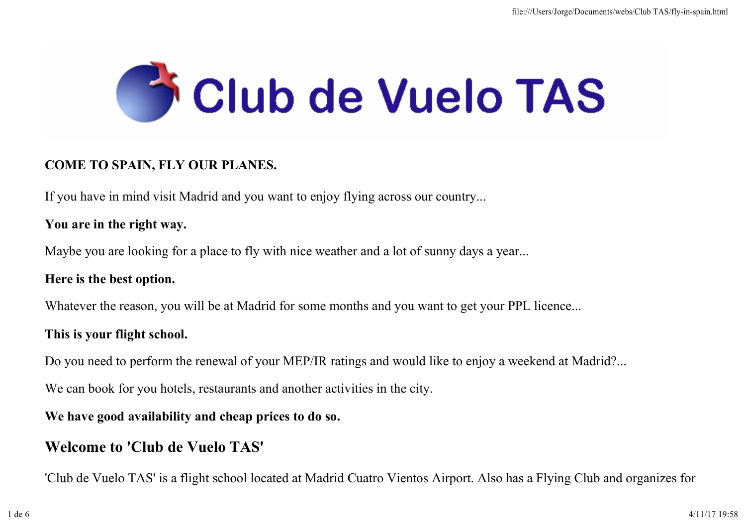# Club de Vuelo TAS

**COME TO SPAIN, FLY OUR PLANES.**

If you have in mind visit Madrid and you want to enjoy flying across our country...

**You are in the right way.**

Maybe you are looking for a place to fly with nice weather and a lot of sunny days a year...

**Here is the best option.**

Whatever the reason, you will be at Madrid for some months and you want to get your PPL licence...

**This is your flight school.**

Do you need to perform the renewal of your MEP/IR ratings and would like to enjoy a weekend at Madrid?...

We can book for you hotels, restaurants and another activities in the city.

**We have good availability and cheap prices to do so.**

## Welcome to 'Club de Vuelo TAS'

'Club de Vuelo TAS' is a flight school located at Madrid Cuatro Vientos Airport. Also has a Flying Club and organizes for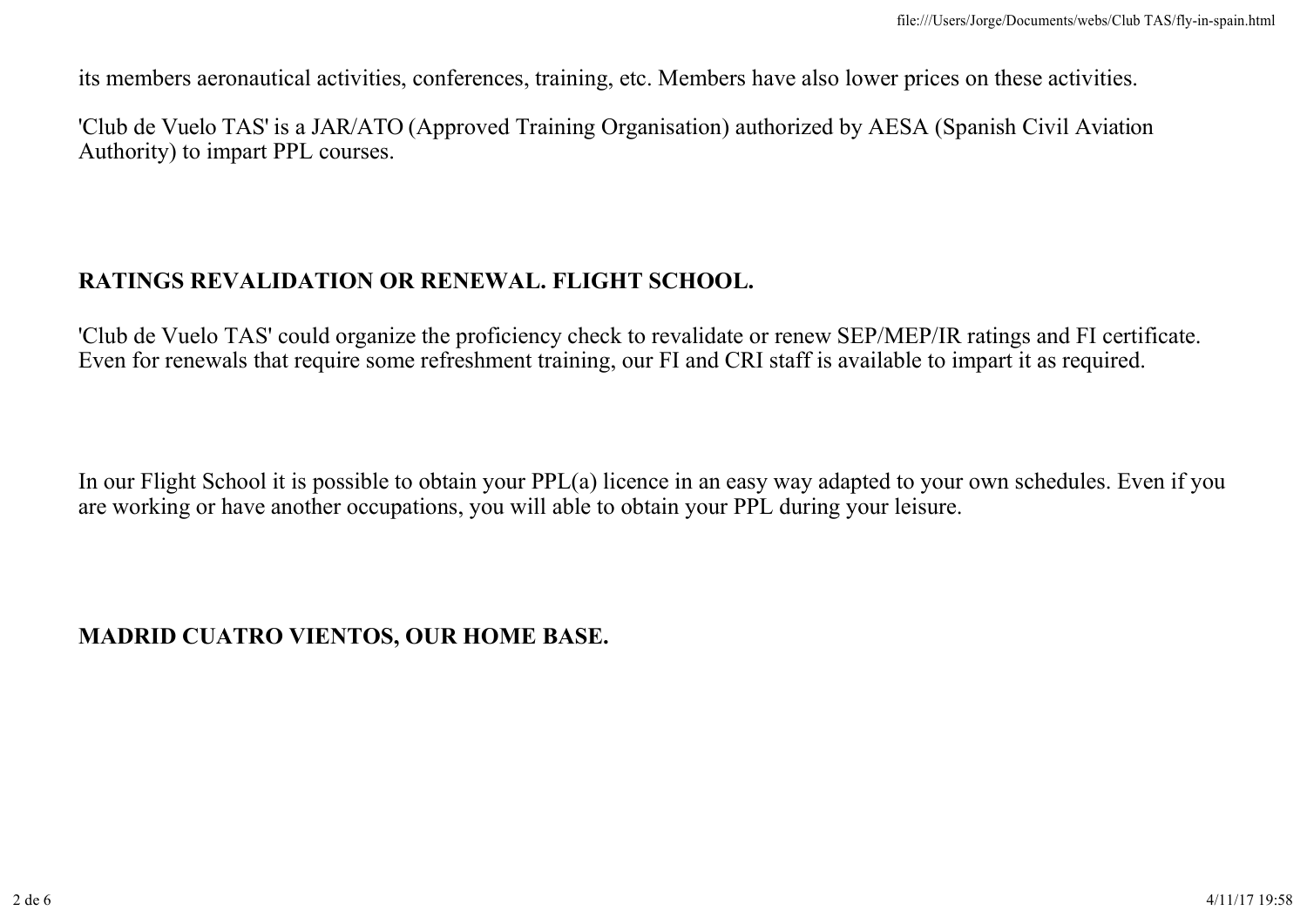its members aeronautical activities, conferences, training, etc. Members have also lower prices on these activities.

'Club de Vuelo TAS' is a JAR/ATO (Approved Training Organisation) authorized by AESA (Spanish Civil Aviation Authority) to impart PPL courses.

## RATINGS REVALIDATION OR RENEWAL. FLIGHT SCHOOL.

'Club de Vuelo TAS' could organize the proficiency check to revalidate or renew SEP/MEP/IR ratings and FI certificate. Even for renewals that require some refreshment training, our FI and CRI staff is available to impart it as required.

In our Flight School it is possible to obtain your PPL(a) licence in an easy way adapted to your own schedules. Even if you are working or have another occupations, you will able to obtain your PPL during your leisure.

## MADRID CUATRO VIENTOS, OUR HOME BASE.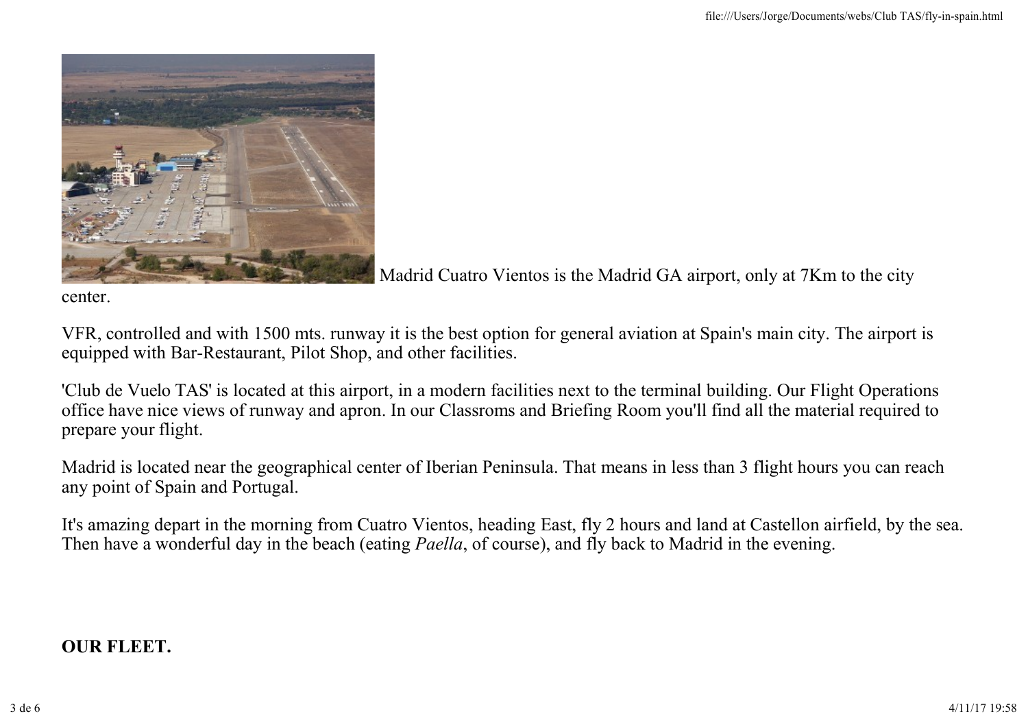Madrid Cuatro Vientos is the Madrid GA airport, only at 7Km to the city center.

VFR, controlled and with 1500 mts. runway it is the best option for general aviation at Spain's main city. The airport is equipped with Bar-Restaurant, Pilot Shop, and other facilities.

'Club de Vuelo TAS' is located at this airport, in a modern facilities next to the terminal building. Our Flight Operations office have nice views of runway and apron. In our Classroms and Briefing Room you'll find all the material required to prepare your flight.

Madrid is located near the geographical center of Iberian Peninsula. That means in less than 3 flight hours you can reach any point of Spain and Portugal.

It's amazing depart in the morning from Cuatro Vientos, heading East, fly 2 hours and land at Castellon airfield, by the sea. Then have a wonderful day in the beach (eating *Paella*, of course), and fly back to Madrid in the evening.

**OUR FLEET.**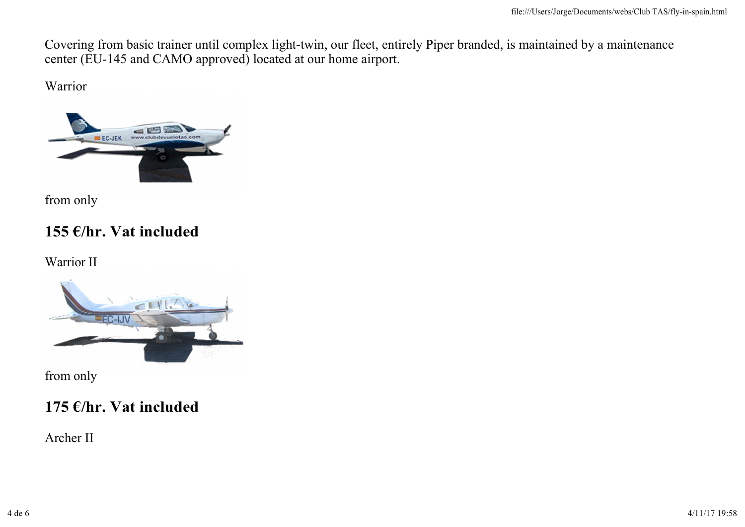Covering from basic trainer until complex light-twin, our fleet, entirely Piper branded, is maintained by a maintenance center (EU-145 and CAMO approved) located at our home airport.

Warrior

from only

## 155 €/hr. Vat included

Warrior II

from only

## 175 €/hr. Vat included

Archer II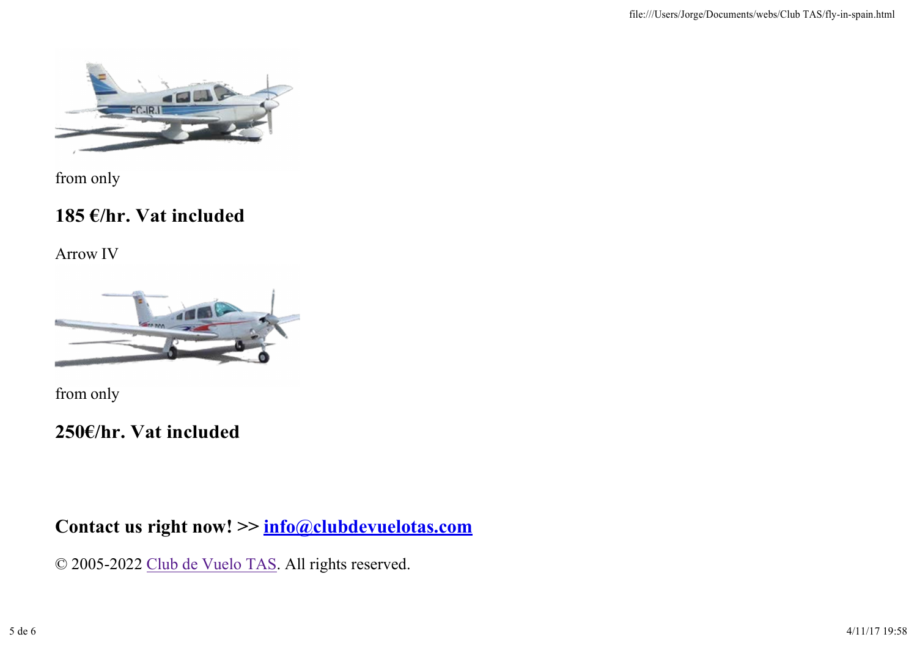from only

**185 €/hr. Vat included**

Arrow IV

from only

**250€/hr. Vat included**

**Contact us right now! >> info@clubdevuelotas.com**

© 2005-2022 Club de Vuelo TAS. All rights reserved.